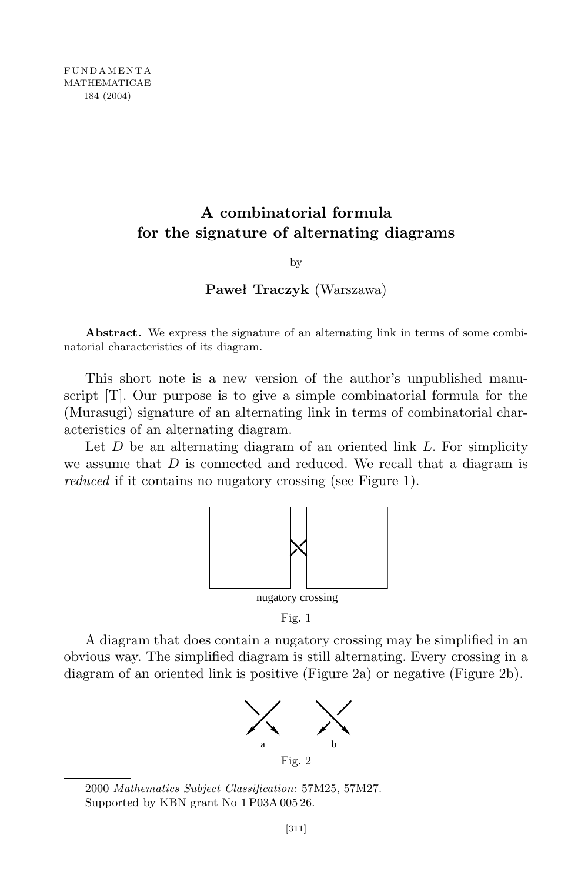# A combinatorial formula for the signature of alternating diagrams

by

**Paweł Traczyk** (Warszawa)

**Abstract.** We express the signature of an alternating link in terms of some combinatorial characteristics of its diagram.

This short note is a new version of the author's unpublished manuscript [T]. Our purpose is to give a simple combinatorial formula for the (Murasugi) signature of an alternating link in terms of combinatorial characteristics of an alternating diagram.

Let $D$ be an alternating diagram of an oriented link $L$. For simplicity we assume that $D$ is connected and reduced. We recall that a diagram is *reduced* if it contains no nugatory crossing (see Figure 1).

nugatory crossing

Fig. 1

A diagram that does contain a nugatory crossing may be simplified in an obvious way. The simplified diagram is still alternating. Every crossing in a diagram of an oriented link is positive (Figure 2a) or negative (Figure 2b).

a b

Fig. 2

2000 *Mathematics Subject Classification*: 57M25, 57M27.
Supported by KBN grant No 1 P03A 005 26.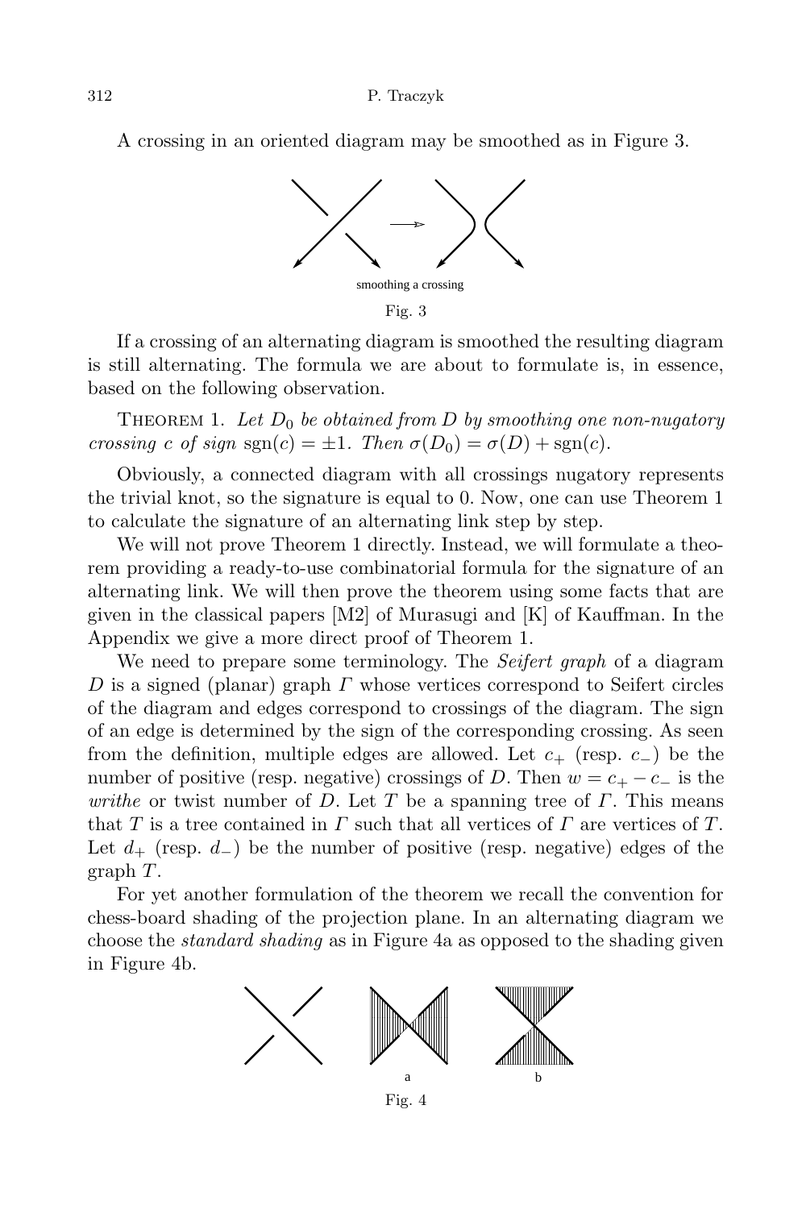A crossing in an oriented diagram may be smoothed as in Figure 3.

smoothing a crossing

Fig. 3

If a crossing of an alternating diagram is smoothed the resulting diagram is still alternating. The formula we are about to formulate is, in essence, based on the following observation.

THEOREM 1. *Let $D_0$ be obtained from $D$ by smoothing one non-nugatory crossing $c$ of sign $\operatorname{sgn}(c) = \pm 1$. Then $\sigma(D_0) = \sigma(D) + \operatorname{sgn}(c)$.*

Obviously, a connected diagram with all crossings nugatory represents the trivial knot, so the signature is equal to 0. Now, one can use Theorem 1 to calculate the signature of an alternating link step by step.

We will not prove Theorem 1 directly. Instead, we will formulate a theorem providing a ready-to-use combinatorial formula for the signature of an alternating link. We will then prove the theorem using some facts that are given in the classical papers [M2] of Murasugi and [K] of Kauffman. In the Appendix we give a more direct proof of Theorem 1.

We need to prepare some terminology. The *Seifert graph* of a diagram $D$ is a signed (planar) graph $\Gamma$ whose vertices correspond to Seifert circles of the diagram and edges correspond to crossings of the diagram. The sign of an edge is determined by the sign of the corresponding crossing. As seen from the definition, multiple edges are allowed. Let $c_+$ (resp. $c_-$) be the number of positive (resp. negative) crossings of $D$. Then $w = c_+ - c_-$ is the *writhe* or twist number of $D$. Let $T$ be a spanning tree of $\Gamma$. This means that $T$ is a tree contained in $\Gamma$ such that all vertices of $\Gamma$ are vertices of $T$. Let $d_+$ (resp. $d_-$) be the number of positive (resp. negative) edges of the graph $T$.

For yet another formulation of the theorem we recall the convention for chess-board shading of the projection plane. In an alternating diagram we choose the *standard shading* as in Figure 4a as opposed to the shading given in Figure 4b.

a b

Fig. 4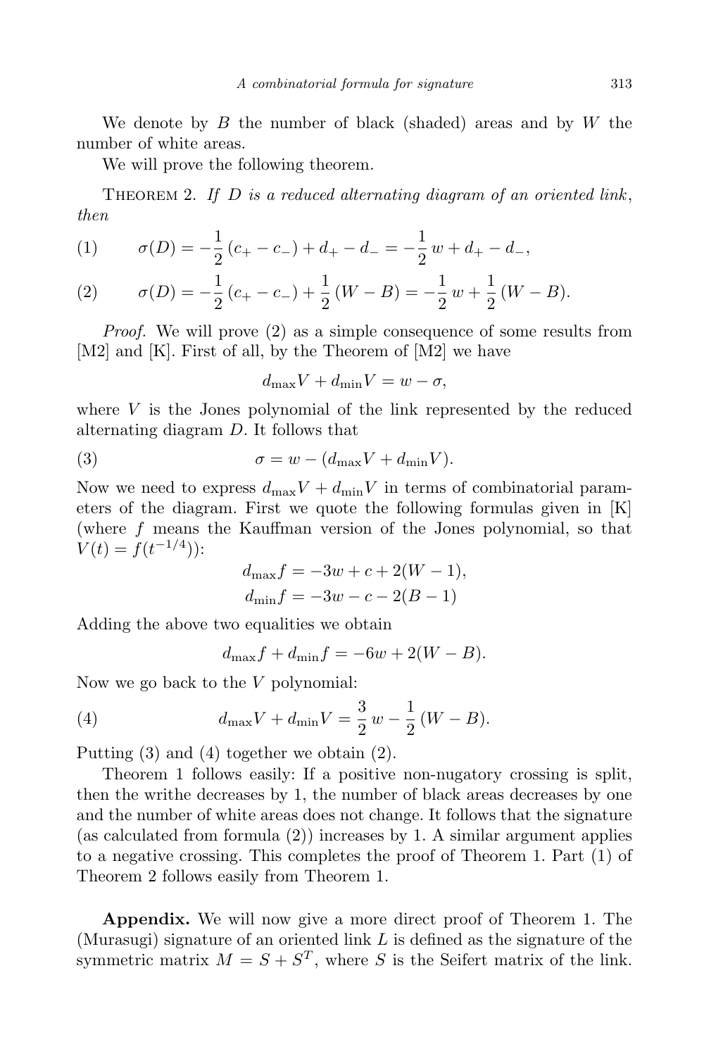We denote by $B$ the number of black (shaded) areas and by $W$ the number of white areas.

We will prove the following theorem.

THEOREM 2. *If $D$ is a reduced alternating diagram of an oriented link, then*

$$\sigma(D) = -\frac{1}{2}(c_+ - c_-) + d_+ - d_- = -\frac{1}{2}w + d_+ - d_-, \tag{1}$$

$$\sigma(D) = -\frac{1}{2}(c_+ - c_-) + \frac{1}{2}(W - B) = -\frac{1}{2}w + \frac{1}{2}(W - B). \tag{2}$$

*Proof.* We will prove (2) as a simple consequence of some results from [M2] and [K]. First of all, by the Theorem of [M2] we have

$$d_{\max}V + d_{\min}V = w - \sigma,$$

where $V$ is the Jones polynomial of the link represented by the reduced alternating diagram $D$. It follows that

$$\sigma = w - (d_{\max}V + d_{\min}V). \tag{3}$$

Now we need to express $d_{\max}V + d_{\min}V$ in terms of combinatorial parameters of the diagram. First we quote the following formulas given in [K] (where $f$ means the Kauffman version of the Jones polynomial, so that $V(t) = f(t^{-1/4})$):

$$d_{\max}f = -3w + c + 2(W - 1),$$
$$d_{\min}f = -3w - c - 2(B - 1)$$

Adding the above two equalities we obtain

$$d_{\max}f + d_{\min}f = -6w + 2(W - B).$$

Now we go back to the $V$ polynomial:

$$d_{\max}V + d_{\min}V = \frac{3}{2}w - \frac{1}{2}(W - B). \tag{4}$$

Putting (3) and (4) together we obtain (2).

Theorem 1 follows easily: If a positive non-nugatory crossing is split, then the writhe decreases by 1, the number of black areas decreases by one and the number of white areas does not change. It follows that the signature (as calculated from formula (2)) increases by 1. A similar argument applies to a negative crossing. This completes the proof of Theorem 1. Part (1) of Theorem 2 follows easily from Theorem 1.

**Appendix.** We will now give a more direct proof of Theorem 1. The (Murasugi) signature of an oriented link $L$ is defined as the signature of the symmetric matrix $M = S + S^T$, where $S$ is the Seifert matrix of the link.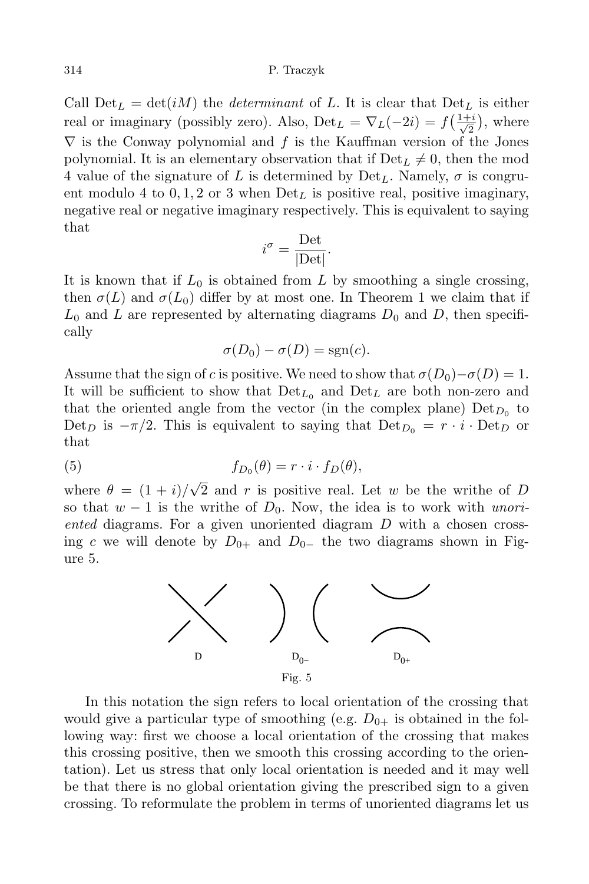Call $\mathrm{Det}_L = \det(iM)$ the *determinant* of $L$. It is clear that $\mathrm{Det}_L$ is either real or imaginary (possibly zero). Also, $\mathrm{Det}_L = \nabla_L(-2i) = f\big(\frac{1+i}{\sqrt{2}}\big)$, where $\nabla$ is the Conway polynomial and $f$ is the Kauffman version of the Jones polynomial. It is an elementary observation that if $\mathrm{Det}_L \neq 0$, then the mod 4 value of the signature of $L$ is determined by $\mathrm{Det}_L$. Namely, $\sigma$ is congruent modulo 4 to $0, 1, 2$ or $3$ when $\mathrm{Det}_L$ is positive real, positive imaginary, negative real or negative imaginary respectively. This is equivalent to saying that

$$i^\sigma = \frac{\mathrm{Det}}{|\mathrm{Det}|}.$$

It is known that if $L_0$ is obtained from $L$ by smoothing a single crossing, then $\sigma(L)$ and $\sigma(L_0)$ differ by at most one. In Theorem 1 we claim that if $L_0$ and $L$ are represented by alternating diagrams $D_0$ and $D$, then specifically

$$\sigma(D_0) - \sigma(D) = \mathrm{sgn}(c).$$

Assume that the sign of $c$ is positive. We need to show that $\sigma(D_0) - \sigma(D) = 1$. It will be sufficient to show that $\mathrm{Det}_{L_0}$ and $\mathrm{Det}_L$ are both non-zero and that the oriented angle from the vector (in the complex plane) $\mathrm{Det}_{D_0}$ to $\mathrm{Det}_D$ is $-\pi/2$. This is equivalent to saying that $\mathrm{Det}_{D_0} = r \cdot i \cdot \mathrm{Det}_D$ or that

$$f_{D_0}(\theta) = r \cdot i \cdot f_D(\theta), \tag{5}$$

where $\theta = (1+i)/\sqrt{2}$ and $r$ is positive real. Let $w$ be the writhe of $D$ so that $w - 1$ is the writhe of $D_0$. Now, the idea is to work with *unoriented* diagrams. For a given unoriented diagram $D$ with a chosen crossing $c$ we will denote by $D_{0+}$ and $D_{0-}$ the two diagrams shown in Figure 5.

D $\qquad$ $D_{0-}$ $\qquad$ $D_{0+}$

Fig. 5

In this notation the sign refers to local orientation of the crossing that would give a particular type of smoothing (e.g. $D_{0+}$ is obtained in the following way: first we choose a local orientation of the crossing that makes this crossing positive, then we smooth this crossing according to the orientation). Let us stress that only local orientation is needed and it may well be that there is no global orientation giving the prescribed sign to a given crossing. To reformulate the problem in terms of unoriented diagrams let us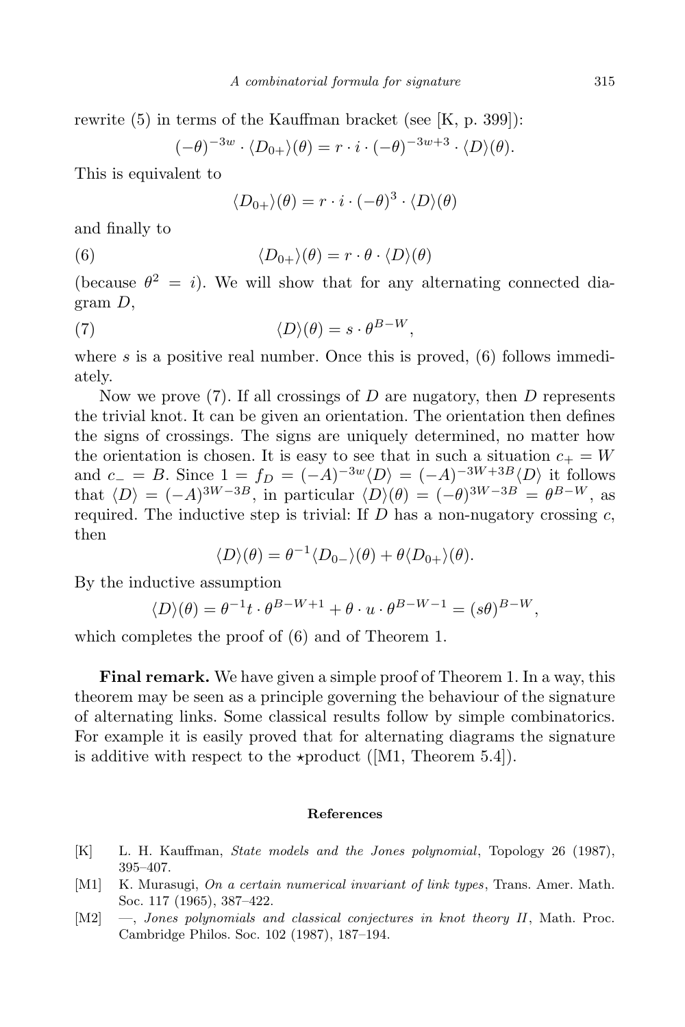rewrite (5) in terms of the Kauffman bracket (see [K, p. 399]):

$$(-\theta)^{-3w} \cdot \langle D_{0+}\rangle(\theta) = r \cdot i \cdot (-\theta)^{-3w+3} \cdot \langle D\rangle(\theta).$$

This is equivalent to

$$\langle D_{0+}\rangle(\theta) = r \cdot i \cdot (-\theta)^{3} \cdot \langle D\rangle(\theta)$$

and finally to

$$\langle D_{0+}\rangle(\theta) = r \cdot \theta \cdot \langle D\rangle(\theta) \tag{6}$$

(because $\theta^2 = i$). We will show that for any alternating connected diagram $D$,

$$\langle D\rangle(\theta) = s \cdot \theta^{B-W}, \tag{7}$$

where $s$ is a positive real number. Once this is proved, (6) follows immediately.

Now we prove (7). If all crossings of $D$ are nugatory, then $D$ represents the trivial knot. It can be given an orientation. The orientation then defines the signs of crossings. The signs are uniquely determined, no matter how the orientation is chosen. It is easy to see that in such a situation $c_+ = W$ and $c_- = B$. Since $1 = f_D = (-A)^{-3w}\langle D\rangle = (-A)^{-3W+3B}\langle D\rangle$ it follows that $\langle D\rangle = (-A)^{3W-3B}$, in particular $\langle D\rangle(\theta) = (-\theta)^{3W-3B} = \theta^{B-W}$, as required. The inductive step is trivial: If $D$ has a non-nugatory crossing $c$, then

$$\langle D\rangle(\theta) = \theta^{-1}\langle D_{0-}\rangle(\theta) + \theta\langle D_{0+}\rangle(\theta).$$

By the inductive assumption

$$\langle D\rangle(\theta) = \theta^{-1}t \cdot \theta^{B-W+1} + \theta \cdot u \cdot \theta^{B-W-1} = (s\theta)^{B-W},$$

which completes the proof of (6) and of Theorem 1.

**Final remark.** We have given a simple proof of Theorem 1. In a way, this theorem may be seen as a principle governing the behaviour of the signature of alternating links. Some classical results follow by simple combinatorics. For example it is easily proved that for alternating diagrams the signature is additive with respect to the $\star$product ([M1, Theorem 5.4]).

## References

[K] L. H. Kauffman, *State models and the Jones polynomial*, Topology 26 (1987), 395–407.

[M1] K. Murasugi, *On a certain numerical invariant of link types*, Trans. Amer. Math. Soc. 117 (1965), 387–422.

[M2] —, *Jones polynomials and classical conjectures in knot theory II*, Math. Proc. Cambridge Philos. Soc. 102 (1987), 187–194.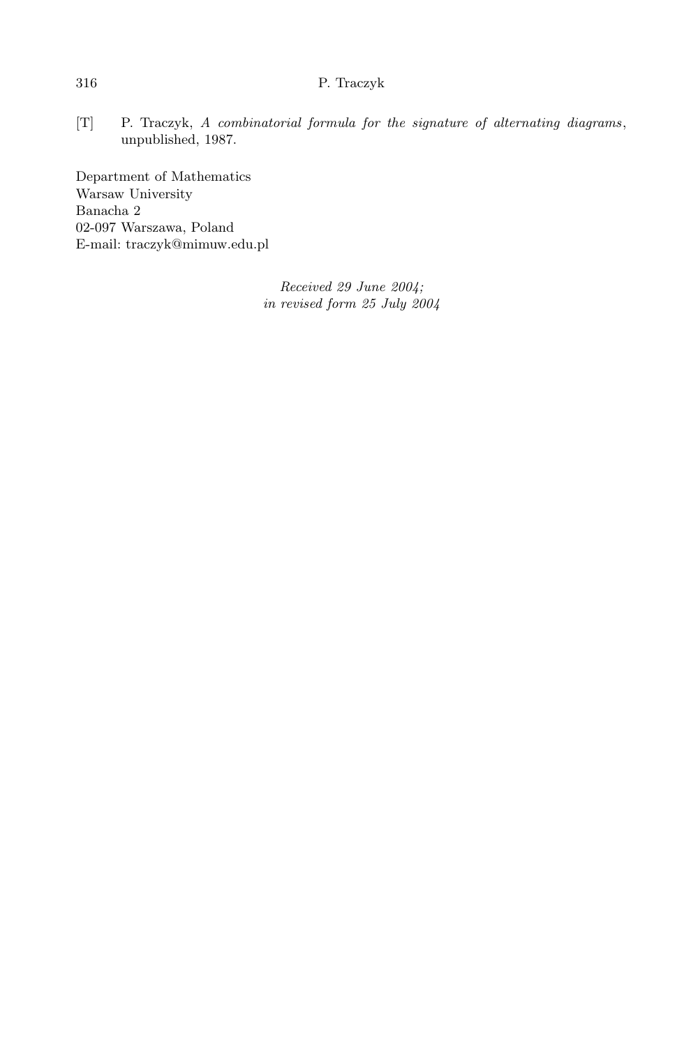[T] P. Traczyk, *A combinatorial formula for the signature of alternating diagrams*, unpublished, 1987.

Department of Mathematics
Warsaw University
Banacha 2
02-097 Warszawa, Poland
E-mail: traczyk@mimuw.edu.pl

*Received 29 June 2004;*
*in revised form 25 July 2004*